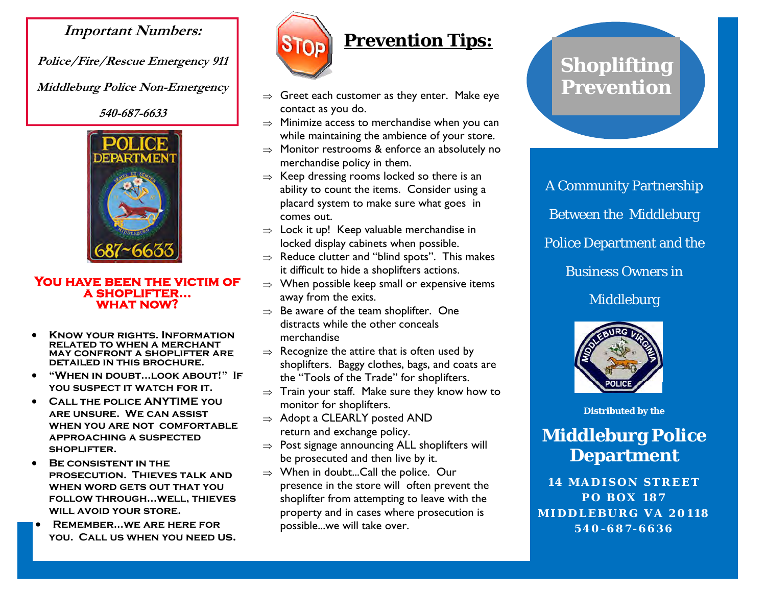***Important Numbers:***

***Police/Fire/Rescue Emergency 911***

***Middleburg Police Non-Emergency***

***540-687-6633***

**YOU HAVE BEEN THE VICTIM OF A SHOPLIFTER... WHAT NOW?**

- **KNOW YOUR RIGHTS. INFORMATION RELATED TO WHEN A MERCHANT MAY CONFRONT A SHOPLIFTER ARE DETAILED IN THIS BROCHURE.**
- **"WHEN IN DOUBT...LOOK ABOUT!" IF YOU SUSPECT IT WATCH FOR IT.**
- **CALL THE POLICE ANYTIME YOU ARE UNSURE. WE CAN ASSIST WHEN YOU ARE NOT COMFORTABLE APPROACHING A SUSPECTED SHOPLIFTER.**
- **BE CONSISTENT IN THE PROSECUTION. THIEVES TALK AND WHEN WORD GETS OUT THAT YOU FOLLOW THROUGH...WELL, THIEVES WILL AVOID YOUR STORE.**
- **REMEMBER...WE ARE HERE FOR YOU. CALL US WHEN YOU NEED US.**

## Prevention Tips:

⇒ Greet each customer as they enter. Make eye contact as you do.

⇒ Minimize access to merchandise when you can while maintaining the ambience of your store.

⇒ Monitor restrooms & enforce an absolutely no merchandise policy in them.

⇒ Keep dressing rooms locked so there is an ability to count the items. Consider using a placard system to make sure what goes in comes out.

⇒ Lock it up! Keep valuable merchandise in locked display cabinets when possible.

⇒ Reduce clutter and "blind spots". This makes it difficult to hide a shoplifters actions.

⇒ When possible keep small or expensive items away from the exits.

⇒ Be aware of the team shoplifter. One distracts while the other conceals merchandise

⇒ Recognize the attire that is often used by shoplifters. Baggy clothes, bags, and coats are the "Tools of the Trade" for shoplifters.

⇒ Train your staff. Make sure they know how to monitor for shoplifters.

⇒ Adopt a CLEARLY posted AND return and exchange policy.

⇒ Post signage announcing ALL shoplifters will be prosecuted and then live by it.

⇒ When in doubt...Call the police. Our presence in the store will often prevent the shoplifter from attempting to leave with the property and in cases where prosecution is possible...we will take over.

# Shoplifting Prevention

A Community Partnership Between the Middleburg Police Department and the Business Owners in Middleburg

**Distributed by the**

## Middleburg Police Department

**14 MADISON STREET**
**PO BOX 187**
**MIDDLEBURG VA 20118**
**540-687-6636**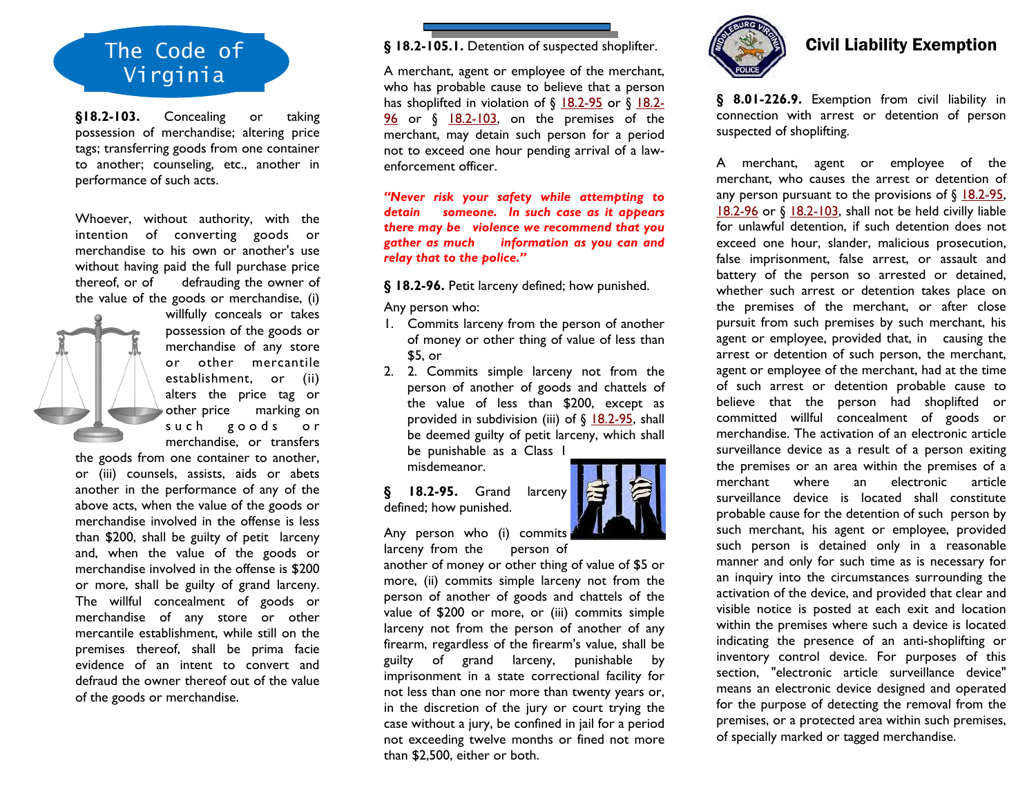# The Code of Virginia

**§18.2-103.** Concealing or taking possession of merchandise; altering price tags; transferring goods from one container to another; counseling, etc., another in performance of such acts.

Whoever, without authority, with the intention of converting goods or merchandise to his own or another's use without having paid the full purchase price thereof, or of defrauding the owner of the value of the goods or merchandise, (i) willfully conceals or takes possession of the goods or merchandise of any store or other mercantile establishment, or (ii) alters the price tag or other price marking on such goods or merchandise, or transfers the goods from one container to another, or (iii) counsels, assists, aids or abets another in the performance of any of the above acts, when the value of the goods or merchandise involved in the offense is less than $200, shall be guilty of petit larceny and, when the value of the goods or merchandise involved in the offense is $200 or more, shall be guilty of grand larceny. The willful concealment of goods or merchandise of any store or other mercantile establishment, while still on the premises thereof, shall be prima facie evidence of an intent to convert and defraud the owner thereof out of the value of the goods or merchandise.

**§ 18.2-105.1.** Detention of suspected shoplifter.

A merchant, agent or employee of the merchant, who has probable cause to believe that a person has shoplifted in violation of § 18.2-95 or § 18.2-96 or § 18.2-103, on the premises of the merchant, may detain such person for a period not to exceed one hour pending arrival of a law-enforcement officer.

***"Never risk your safety while attempting to detain someone. In such case as it appears there may be violence we recommend that you gather as much information as you can and relay that to the police."***

**§ 18.2-96.** Petit larceny defined; how punished.

Any person who:

1. Commits larceny from the person of another of money or other thing of value of less than $5, or
2. 2. Commits simple larceny not from the person of another of goods and chattels of the value of less than $200, except as provided in subdivision (iii) of § 18.2-95, shall be deemed guilty of petit larceny, which shall be punishable as a Class 1 misdemeanor.

**§ 18.2-95.** Grand larceny defined; how punished.

Any person who (i) commits larceny from the person of another of money or other thing of value of $5 or more, (ii) commits simple larceny not from the person of another of goods and chattels of the value of $200 or more, or (iii) commits simple larceny not from the person of another of any firearm, regardless of the firearm's value, shall be guilty of grand larceny, punishable by imprisonment in a state correctional facility for not less than one nor more than twenty years or, in the discretion of the jury or court trying the case without a jury, be confined in jail for a period not exceeding twelve months or fined not more than $2,500, either or both.

## Civil Liability Exemption

**§ 8.01-226.9.** Exemption from civil liability in connection with arrest or detention of person suspected of shoplifting.

A merchant, agent or employee of the merchant, who causes the arrest or detention of any person pursuant to the provisions of § 18.2-95, 18.2-96 or § 18.2-103, shall not be held civilly liable for unlawful detention, if such detention does not exceed one hour, slander, malicious prosecution, false imprisonment, false arrest, or assault and battery of the person so arrested or detained, whether such arrest or detention takes place on the premises of the merchant, or after close pursuit from such premises by such merchant, his agent or employee, provided that, in causing the arrest or detention of such person, the merchant, agent or employee of the merchant, had at the time of such arrest or detention probable cause to believe that the person had shoplifted or committed willful concealment of goods or merchandise. The activation of an electronic article surveillance device as a result of a person exiting the premises or an area within the premises of a merchant where an electronic article surveillance device is located shall constitute probable cause for the detention of such person by such merchant, his agent or employee, provided such person is detained only in a reasonable manner and only for such time as is necessary for an inquiry into the circumstances surrounding the activation of the device, and provided that clear and visible notice is posted at each exit and location within the premises where such a device is located indicating the presence of an anti-shoplifting or inventory control device. For purposes of this section, "electronic article surveillance device" means an electronic device designed and operated for the purpose of detecting the removal from the premises, or a protected area within such premises, of specially marked or tagged merchandise.